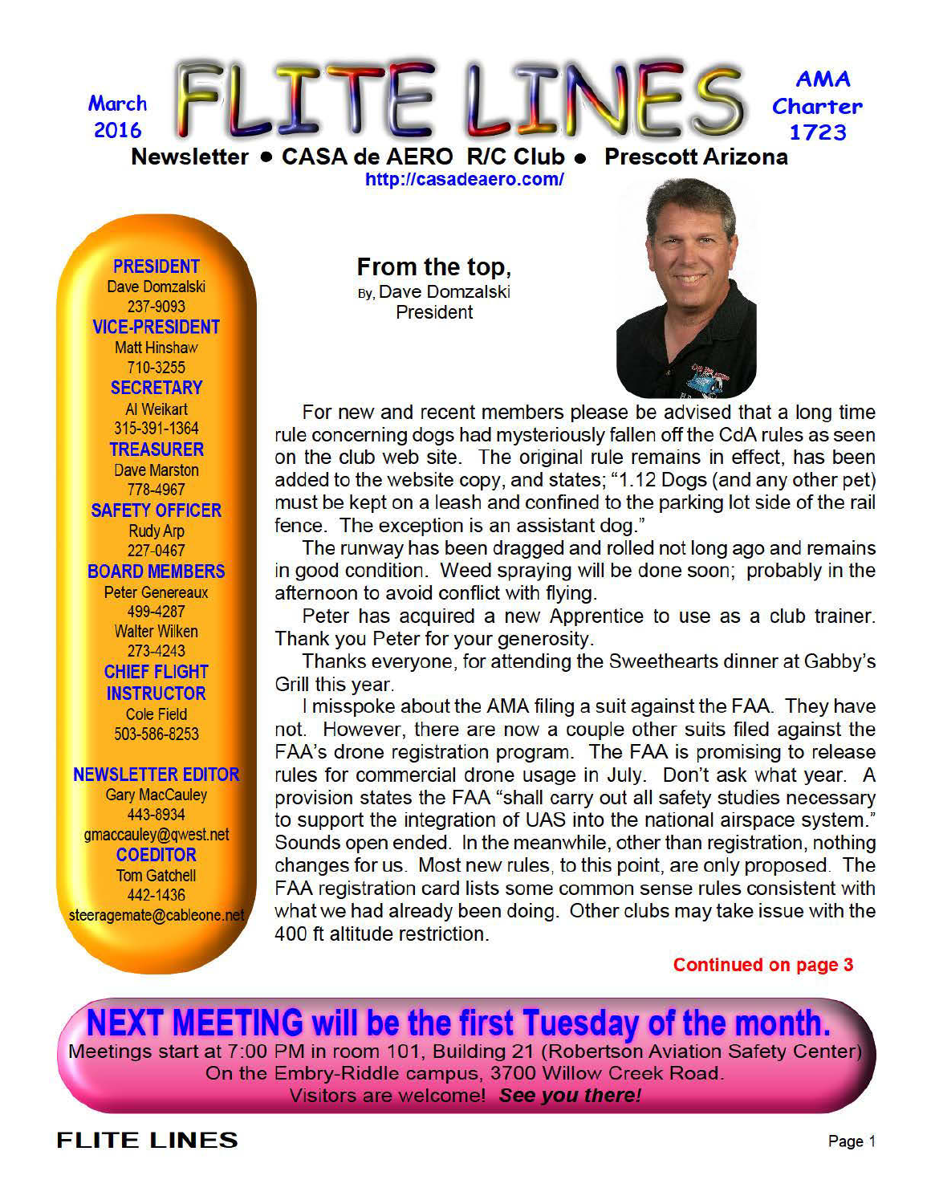March 2016

# FLITE LINES

AMA Charter 1723

**Newsletter • CASA de AERO R/C Club • Prescott Arizona**

http://casadeaero.com/

**PRESIDENT**
Dave Domzalski
237-9093

**VICE-PRESIDENT**
Matt Hinshaw
710-3255

**SECRETARY**
Al Weikart
315-391-1364

**TREASURER**
Dave Marston
778-4967

**SAFETY OFFICER**
Rudy Arp
227-0467

**BOARD MEMBERS**
Peter Genereaux
499-4287
Walter Wilken
273-4243

**CHIEF FLIGHT INSTRUCTOR**
Cole Field
503-586-8253

**NEWSLETTER EDITOR**
Gary MacCauley
443-8934
gmaccauley@qwest.net

**COEDITOR**
Tom Gatchell
442-1436
steeragemate@cableone.net

## From the top,

By, Dave Domzalski
President

For new and recent members please be advised that a long time rule concerning dogs had mysteriously fallen off the CdA rules as seen on the club web site. The original rule remains in effect, has been added to the website copy, and states; "1.12 Dogs (and any other pet) must be kept on a leash and confined to the parking lot side of the rail fence. The exception is an assistant dog."

The runway has been dragged and rolled not long ago and remains in good condition. Weed spraying will be done soon; probably in the afternoon to avoid conflict with flying.

Peter has acquired a new Apprentice to use as a club trainer. Thank you Peter for your generosity.

Thanks everyone, for attending the Sweethearts dinner at Gabby's Grill this year.

I misspoke about the AMA filing a suit against the FAA. They have not. However, there are now a couple other suits filed against the FAA's drone registration program. The FAA is promising to release rules for commercial drone usage in July. Don't ask what year. A provision states the FAA "shall carry out all safety studies necessary to support the integration of UAS into the national airspace system." Sounds open ended. In the meanwhile, other than registration, nothing changes for us. Most new rules, to this point, are only proposed. The FAA registration card lists some common sense rules consistent with what we had already been doing. Other clubs may take issue with the 400 ft altitude restriction.

**Continued on page 3**

**NEXT MEETING will be the first Tuesday of the month.**
Meetings start at 7:00 PM in room 101, Building 21 (Robertson Aviation Safety Center)
On the Embry-Riddle campus, 3700 Willow Creek Road.
Visitors are welcome! ***See you there!***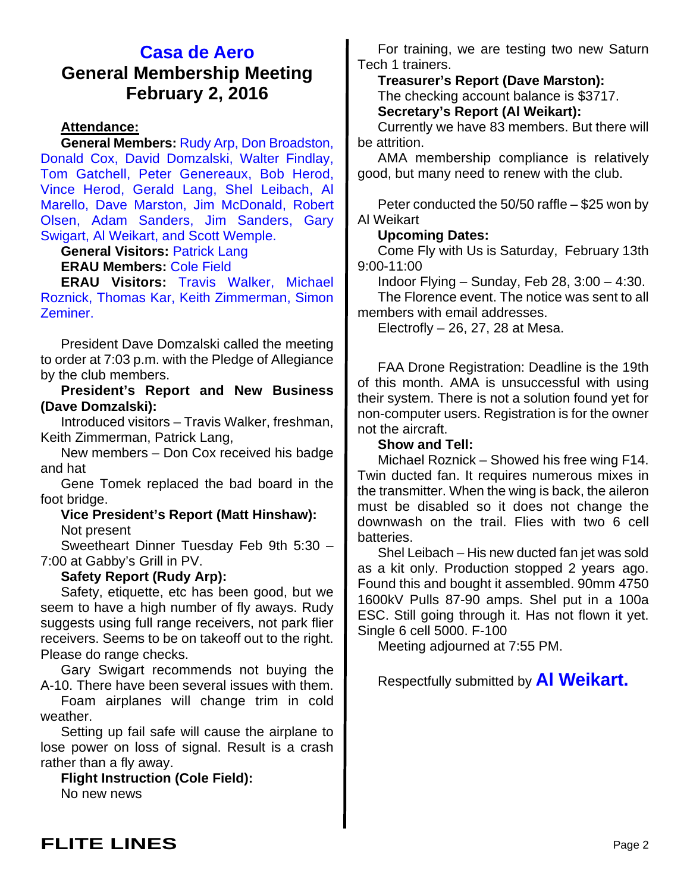# Casa de Aero
# General Membership Meeting
# February 2, 2016

**Attendance:**

**General Members:** Rudy Arp, Don Broadston, Donald Cox, David Domzalski, Walter Findlay, Tom Gatchell, Peter Genereaux, Bob Herod, Vince Herod, Gerald Lang, Shel Leibach, Al Marello, Dave Marston, Jim McDonald, Robert Olsen, Adam Sanders, Jim Sanders, Gary Swigart, Al Weikart, and Scott Wemple.

**General Visitors:** Patrick Lang

**ERAU Members:** Cole Field

**ERAU Visitors:** Travis Walker, Michael Roznick, Thomas Kar, Keith Zimmerman, Simon Zeminer.

President Dave Domzalski called the meeting to order at 7:03 p.m. with the Pledge of Allegiance by the club members.

**President's Report and New Business (Dave Domzalski):**

Introduced visitors – Travis Walker, freshman, Keith Zimmerman, Patrick Lang,

New members – Don Cox received his badge and hat

Gene Tomek replaced the bad board in the foot bridge.

**Vice President's Report (Matt Hinshaw):**

Not present

Sweetheart Dinner Tuesday Feb 9th 5:30 – 7:00 at Gabby's Grill in PV.

**Safety Report (Rudy Arp):**

Safety, etiquette, etc has been good, but we seem to have a high number of fly aways. Rudy suggests using full range receivers, not park flier receivers. Seems to be on takeoff out to the right. Please do range checks.

Gary Swigart recommends not buying the A-10. There have been several issues with them.

Foam airplanes will change trim in cold weather.

Setting up fail safe will cause the airplane to lose power on loss of signal. Result is a crash rather than a fly away.

**Flight Instruction (Cole Field):**

No new news

For training, we are testing two new Saturn Tech 1 trainers.

**Treasurer's Report (Dave Marston):**

The checking account balance is $3717.

**Secretary's Report (Al Weikart):**

Currently we have 83 members. But there will be attrition.

AMA membership compliance is relatively good, but many need to renew with the club.

Peter conducted the 50/50 raffle – $25 won by Al Weikart

**Upcoming Dates:**

Come Fly with Us is Saturday, February 13th 9:00-11:00

Indoor Flying – Sunday, Feb 28, 3:00 – 4:30.

The Florence event. The notice was sent to all members with email addresses.

Electrofly – 26, 27, 28 at Mesa.

FAA Drone Registration: Deadline is the 19th of this month. AMA is unsuccessful with using their system. There is not a solution found yet for non-computer users. Registration is for the owner not the aircraft.

**Show and Tell:**

Michael Roznick – Showed his free wing F14. Twin ducted fan. It requires numerous mixes in the transmitter. When the wing is back, the aileron must be disabled so it does not change the downwash on the trail. Flies with two 6 cell batteries.

Shel Leibach – His new ducted fan jet was sold as a kit only. Production stopped 2 years ago. Found this and bought it assembled. 90mm 4750 1600kV Pulls 87-90 amps. Shel put in a 100a ESC. Still going through it. Has not flown it yet. Single 6 cell 5000. F-100

Meeting adjourned at 7:55 PM.

Respectfully submitted by **Al Weikart.**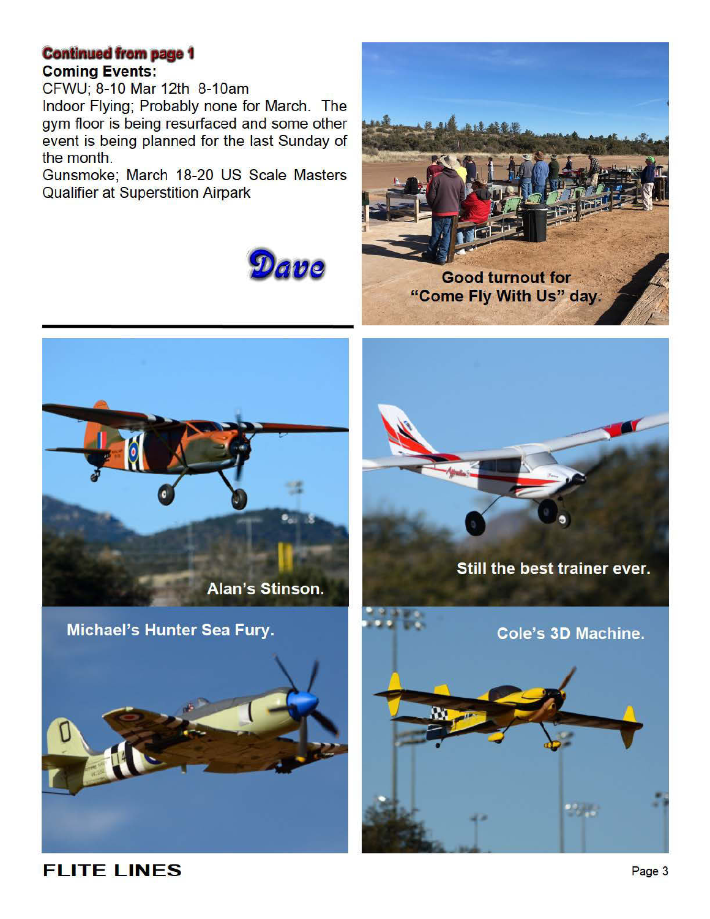**Continued from page 1**

**Coming Events:**

CFWU; 8-10 Mar 12th 8-10am

Indoor Flying; Probably none for March. The gym floor is being resurfaced and some other event is being planned for the last Sunday of the month.

Gunsmoke; March 18-20 US Scale Masters Qualifier at Superstition Airpark

*Dave*

Good turnout for "Come Fly With Us" day.

Alan's Stinson.

Still the best trainer ever.

Michael's Hunter Sea Fury.

Cole's 3D Machine.

**FLITE LINES**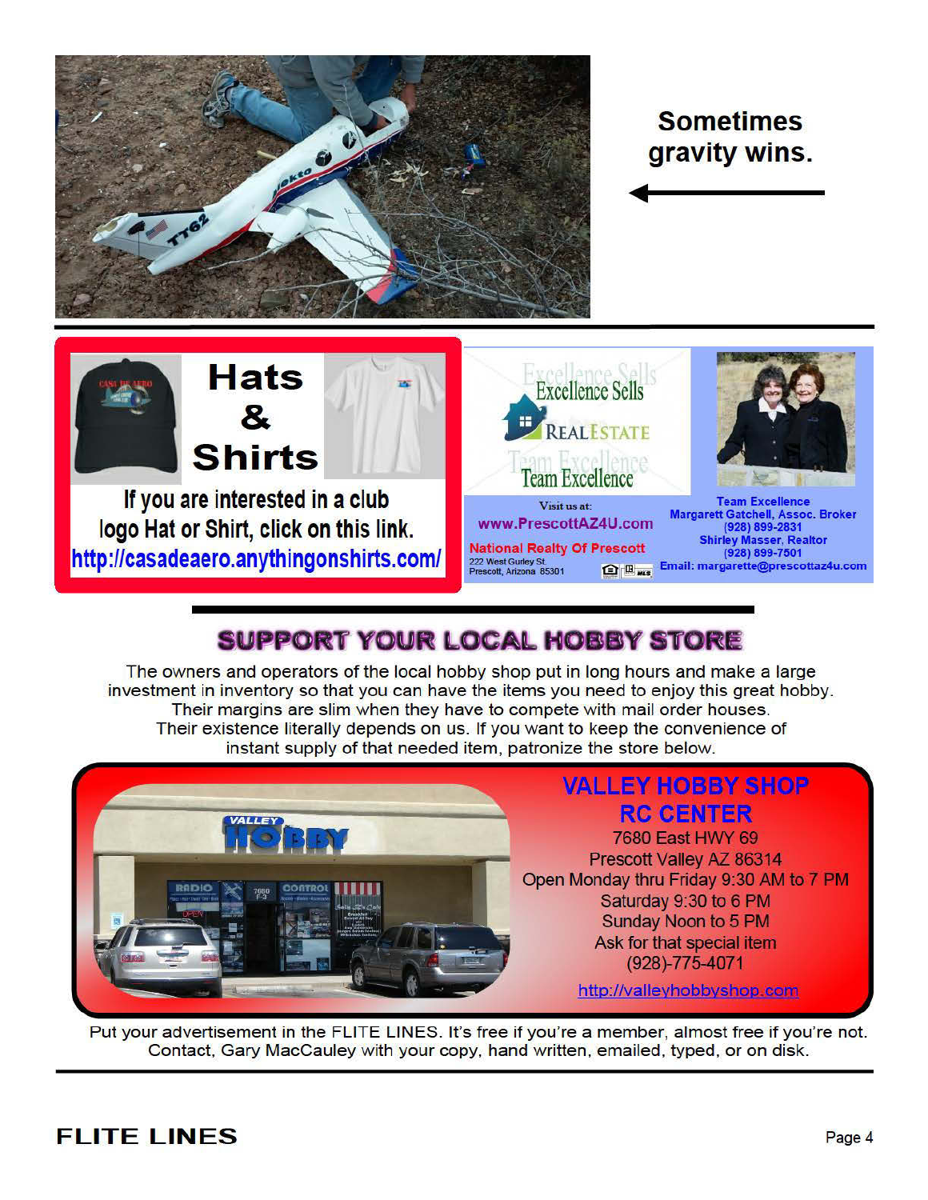Sometimes gravity wins.

**Hats & Shirts**

If you are interested in a club logo Hat or Shirt, click on this link.
http://casadeaero.anythingonshirts.com/

Excellence Sells

REAL ESTATE

Team Excellence

Visit us at:
www.PrescottAZ4U.com

National Realty Of Prescott
222 West Gurley St.
Prescott, Arizona 85301

Team Excellence
Margarett Gatchell, Assoc. Broker
(928) 899-2831
Shirley Masser, Realtor
(928) 899-7501
Email: margarette@prescottaz4u.com

## SUPPORT YOUR LOCAL HOBBY STORE

The owners and operators of the local hobby shop put in long hours and make a large investment in inventory so that you can have the items you need to enjoy this great hobby. Their margins are slim when they have to compete with mail order houses. Their existence literally depends on us. If you want to keep the convenience of instant supply of that needed item, patronize the store below.

**VALLEY HOBBY SHOP**
**RC CENTER**

7680 East HWY 69
Prescott Valley AZ 86314
Open Monday thru Friday 9:30 AM to 7 PM
Saturday 9:30 to 6 PM
Sunday Noon to 5 PM
Ask for that special item
(928)-775-4071
http://valleyhobbyshop.com

Put your advertisement in the FLITE LINES. It's free if you're a member, almost free if you're not. Contact, Gary MacCauley with your copy, hand written, emailed, typed, or on disk.